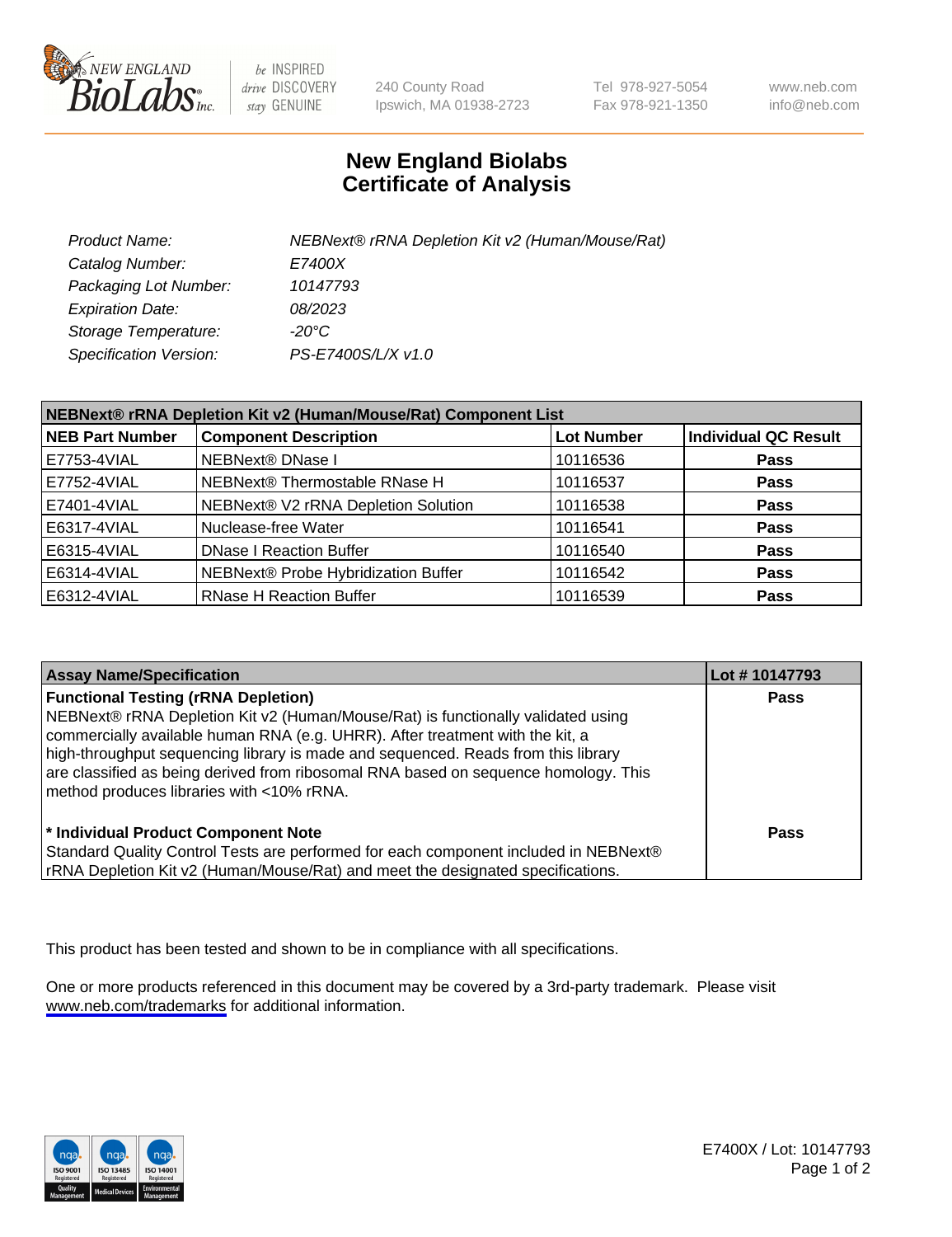# New England Biolabs
# Certificate of Analysis

| | |
|---|---|
| *Product Name:* | *NEBNext® rRNA Depletion Kit v2 (Human/Mouse/Rat)* |
| *Catalog Number:* | *E7400X* |
| *Packaging Lot Number:* | *10147793* |
| *Expiration Date:* | *08/2023* |
| *Storage Temperature:* | *-20°C* |
| *Specification Version:* | *PS-E7400S/L/X v1.0* |

| NEBNext® rRNA Depletion Kit v2 (Human/Mouse/Rat) Component List | | | |
|---|---|---|---|
| **NEB Part Number** | **Component Description** | **Lot Number** | **Individual QC Result** |
| E7753-4VIAL | NEBNext® DNase I | 10116536 | **Pass** |
| E7752-4VIAL | NEBNext® Thermostable RNase H | 10116537 | **Pass** |
| E7401-4VIAL | NEBNext® V2 rRNA Depletion Solution | 10116538 | **Pass** |
| E6317-4VIAL | Nuclease-free Water | 10116541 | **Pass** |
| E6315-4VIAL | DNase I Reaction Buffer | 10116540 | **Pass** |
| E6314-4VIAL | NEBNext® Probe Hybridization Buffer | 10116542 | **Pass** |
| E6312-4VIAL | RNase H Reaction Buffer | 10116539 | **Pass** |

| Assay Name/Specification | Lot # 10147793 |
|---|---|
| **Functional Testing (rRNA Depletion)** NEBNext® rRNA Depletion Kit v2 (Human/Mouse/Rat) is functionally validated using commercially available human RNA (e.g. UHRR). After treatment with the kit, a high-throughput sequencing library is made and sequenced. Reads from this library are classified as being derived from ribosomal RNA based on sequence homology. This method produces libraries with <10% rRNA. | **Pass** |
| **\* Individual Product Component Note** Standard Quality Control Tests are performed for each component included in NEBNext® rRNA Depletion Kit v2 (Human/Mouse/Rat) and meet the designated specifications. | **Pass** |

This product has been tested and shown to be in compliance with all specifications.

One or more products referenced in this document may be covered by a 3rd-party trademark. Please visit www.neb.com/trademarks for additional information.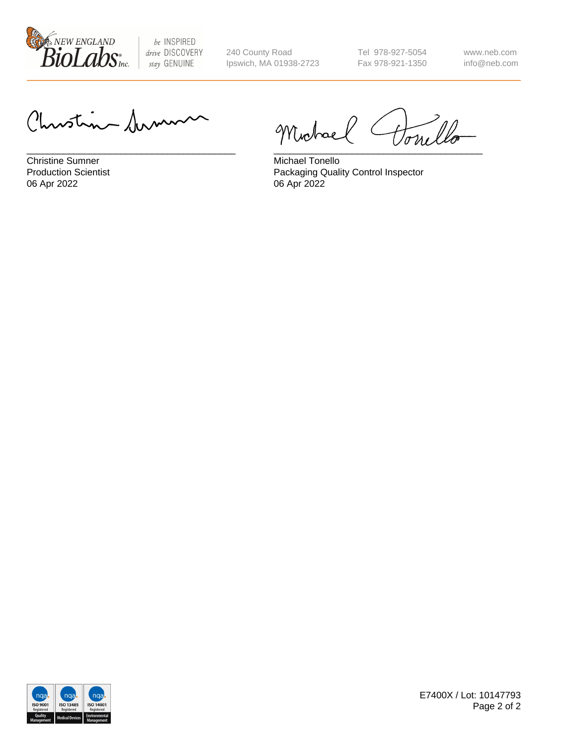Christine Sumner
Production Scientist
06 Apr 2022

Michael Tonello
Packaging Quality Control Inspector
06 Apr 2022

E7400X / Lot: 10147793